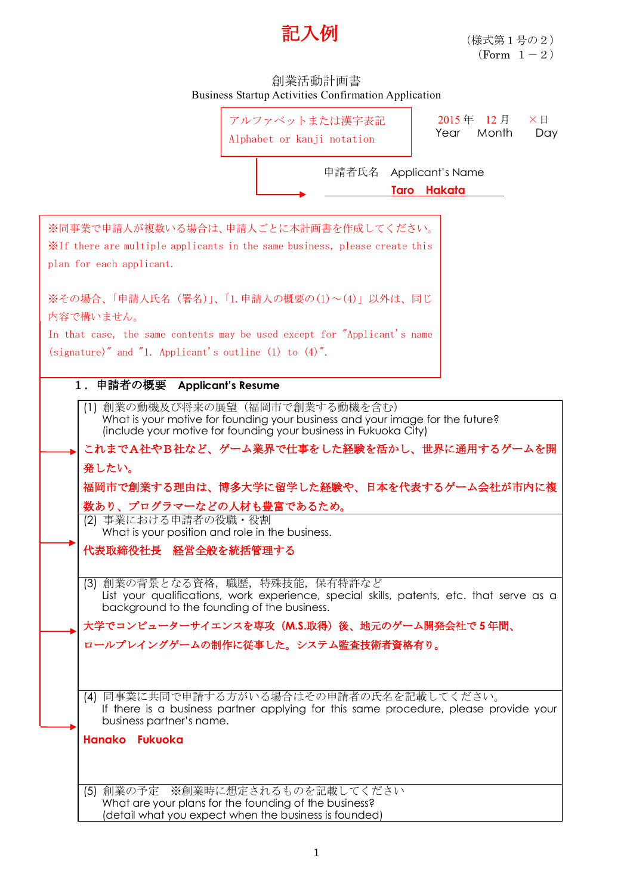# 記入例

（様式第１号の２）
（Form　１－２）

## 創業活動計画書
## Business Startup Activities Confirmation Application

アルファベットまたは漢字表記
Alphabet or kanji notation

2015 年　12 月　×日
Year　Month　Day

申請者氏名　Applicant's Name
**Taro　Hakata**

※同事業で申請人が複数いる場合は、申請人ごとに本計画書を作成してください。
※If there are multiple applicants in the same business, please create this plan for each applicant.

※その場合、「申請人氏名（署名)」、「1.申請人の概要の(1)～(4)」以外は、同じ内容で構いません。
In that case, the same contents may be used except for "Applicant's name (signature)" and "1. Applicant's outline (1) to (4)".

### １．申請者の概要　Applicant's Resume

| |
|---|
| (1) 創業の動機及び将来の展望（福岡市で創業する動機を含む）<br>What is your motive for founding your business and your image for the future?<br>(include your motive for founding your business in Fukuoka City)<br>**これまでＡ社やＢ社など、ゲーム業界で仕事をした経験を活かし、世界に通用するゲームを開発したい。**<br>**福岡市で創業する理由は、博多大学に留学した経験や、日本を代表するゲーム会社が市内に複数あり、プログラマーなどの人材も豊富であるため。** |
| (2) 事業における申請者の役職・役割<br>What is your position and role in the business.<br>**代表取締役社長　経営全般を統括管理する** |
| (3) 創業の背景となる資格，職歴，特殊技能，保有特許など<br>List your qualifications, work experience, special skills, patents, etc. that serve as a background to the founding of the business.<br>**大学でコンピューターサイエンスを専攻（M.S.取得）後、地元のゲーム開発会社で５年間、ロールプレイングゲームの制作に従事した。システム監査技術者資格有り。** |
| (4) 同事業に共同で申請する方がいる場合はその申請者の氏名を記載してください。<br>If there is a business partner applying for this same procedure, please provide your business partner's name.<br>**Hanako　Fukuoka** |
| (5) 創業の予定　※創業時に想定されるものを記載してください<br>What are your plans for the founding of the business?<br>(detail what you expect when the business is founded) |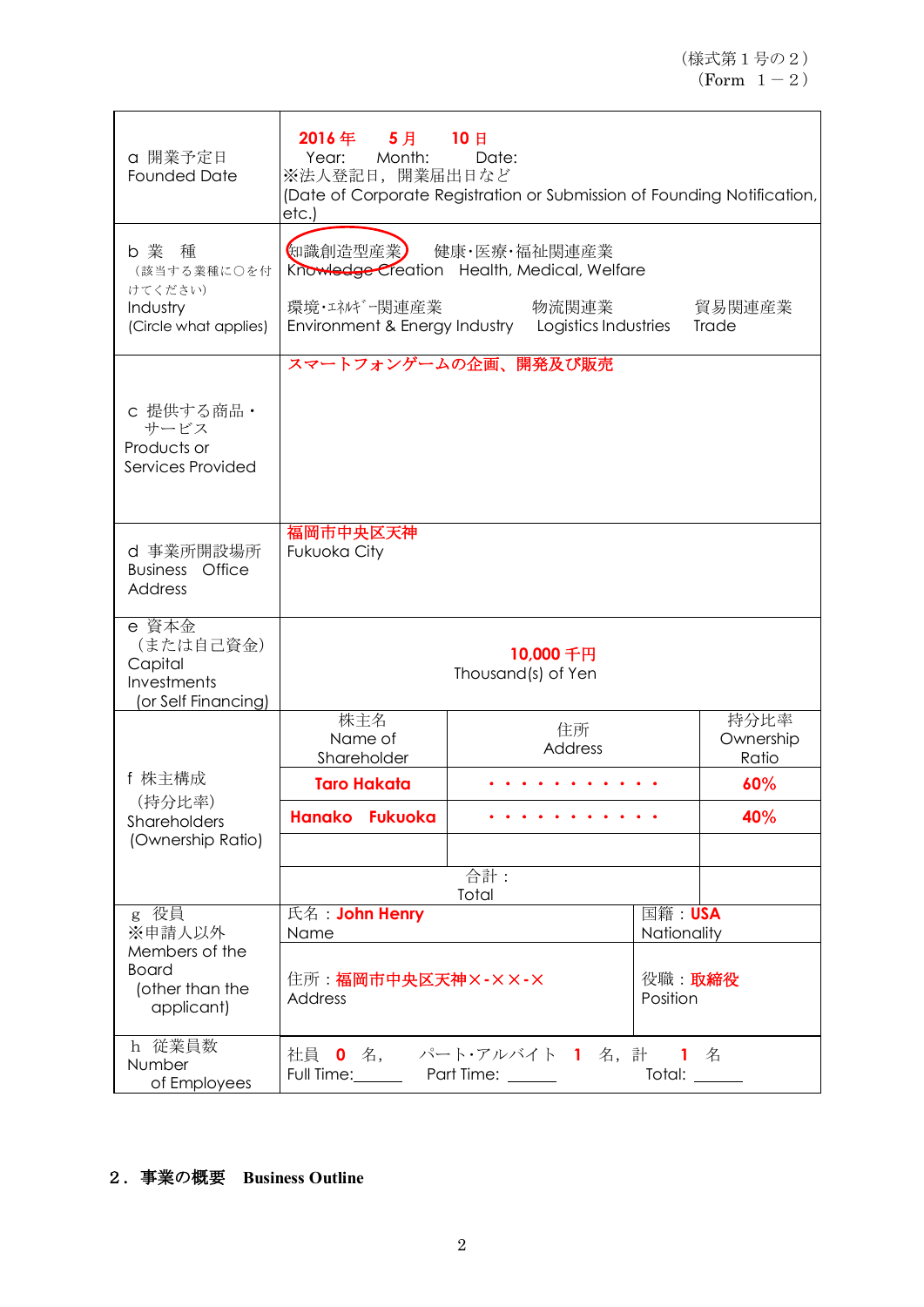（様式第１号の２）
（Form　１－２）

| | |
|---|---|
| a 開業予定日<br>Founded Date | 2016 年　5 月　10 日<br>Year:　Month:　Date:<br>※法人登記日，開業届出日など<br>(Date of Corporate Registration or Submission of Founding Notification, etc.) |
| b 業　種<br>（該当する業種に○を付けてください）<br>Industry<br>(Circle what applies) | 知識創造型産業（○）　健康･医療･福祉関連産業<br>Knowledge Creation　Health, Medical, Welfare<br>環境･ｴﾈﾙｷﾞｰ関連産業　物流関連業　貿易関連産業<br>Environment & Energy Industry　Logistics Industries　Trade |
| c 提供する商品・サービス<br>Products or Services Provided | スマートフォンゲームの企画、開発及び販売 |
| d 事業所開設場所<br>Business　Office Address | 福岡市中央区天神<br>Fukuoka City |
| e 資本金<br>（または自己資金）<br>Capital Investments<br>(or Self Financing) | 10,000 千円<br>Thousand(s) of Yen |

| f 株主構成（持分比率）<br>Shareholders (Ownership Ratio) | 株主名<br>Name of Shareholder | 住所<br>Address | 持分比率<br>Ownership Ratio |
|---|---|---|---|
| | Taro Hakata | ・・・・・・・・・・・ | 60% |
| | Hanako　Fukuoka | ・・・・・・・・・・・ | 40% |
| | | | |
| | 合計：<br>Total | | |

| | | |
|---|---|---|
| g 役員<br>※申請人以外<br>Members of the Board<br>(other than the applicant) | 氏名：John Henry<br>Name | 国籍：USA<br>Nationality |
| | 住所：福岡市中央区天神×-××-×<br>Address | 役職：取締役<br>Position |
| h 従業員数<br>Number of Employees | 社員　0　名，　パート･アルバイト　1　名，計　1　名<br>Full Time:______　Part Time: ______　Total: ______ | |

## ２．事業の概要　Business Outline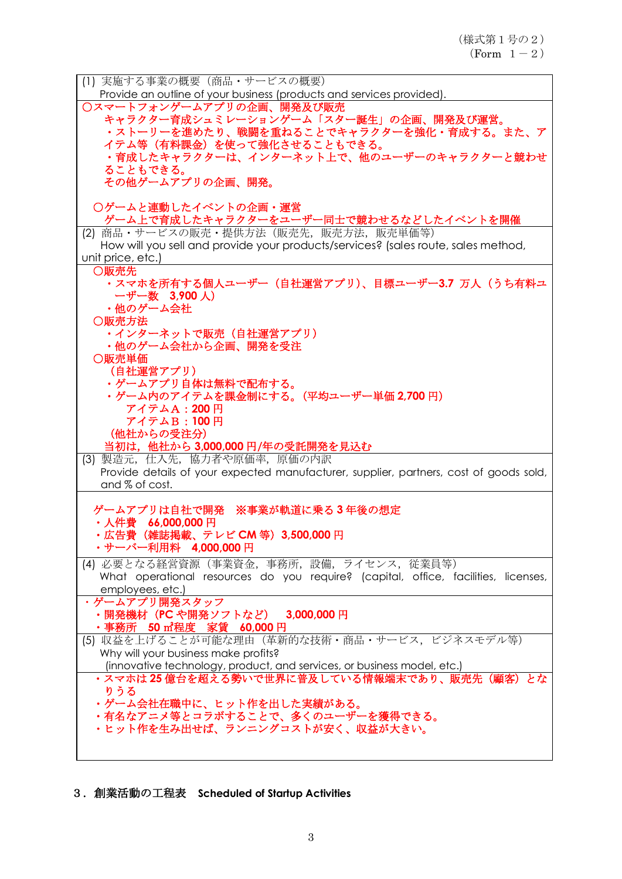（様式第１号の２）
（Form　１－２）

(1) 実施する事業の概要（商品・サービスの概要）
Provide an outline of your business (products and services provided).

〇スマートフォンゲームアプリの企画、開発及び販売
キャラクター育成シュミレーションゲーム「スター誕生」の企画、開発及び運営。
・ストーリーを進めたり、戦闘を重ねることでキャラクターを強化・育成する。また、アイテム等（有料課金）を使って強化させることもできる。
・育成したキャラクターは、インターネット上で、他のユーザーのキャラクターと競わせることもできる。
その他ゲームアプリの企画、開発。

〇ゲームと連動したイベントの企画・運営
ゲーム上で育成したキャラクターをユーザー同士で競わせるなどしたイベントを開催

(2) 商品・サービスの販売・提供方法（販売先，販売方法，販売単価等）
How will you sell and provide your products/services? (sales route, sales method, unit price, etc.)

〇販売先
・スマホを所有する個人ユーザー（自社運営アプリ）、目標ユーザー3.7 万人（うち有料ユーザー数　3,900 人）
・他のゲーム会社

〇販売方法
・インターネットで販売（自社運営アプリ）
・他のゲーム会社から企画、開発を受注

〇販売単価
（自社運営アプリ）
・ゲームアプリ自体は無料で配布する。
・ゲーム内のアイテムを課金制にする。（平均ユーザー単価 2,700 円）
アイテムＡ：200 円
アイテムＢ：100 円
（他社からの受注分）
当初は，他社から 3,000,000 円/年の受託開発を見込む

(3) 製造元，仕入先，協力者や原価率，原価の内訳
Provide details of your expected manufacturer, supplier, partners, cost of goods sold, and % of cost.

ゲームアプリは自社で開発　※事業が軌道に乗る 3 年後の想定
・人件費　66,000,000 円
・広告費（雑誌掲載、テレビ CM 等）3,500,000 円
・サーバー利用料　4,000,000 円

(4) 必要となる経営資源（事業資金，事務所，設備，ライセンス，従業員等）
What operational resources do you require? (capital, office, facilities, licenses, employees, etc.)

・ゲームアプリ開発スタッフ
・開発機材（PC や開発ソフトなど）　3,000,000 円
・事務所　50 ㎡程度　家賃　60,000 円

(5) 収益を上げることが可能な理由（革新的な技術・商品・サービス，ビジネスモデル等）
Why will your business make profits?
(innovative technology, product, and services, or business model, etc.)

・スマホは 25 億台を超える勢いで世界に普及している情報端末であり、販売先（顧客）となりうる
・ゲーム会社在職中に、ヒット作を出した実績がある。
・有名なアニメ等とコラボすることで、多くのユーザーを獲得できる。
・ヒット作を生み出せば、ランニングコストが安く、収益が大きい。

## ３．創業活動の工程表　Scheduled of Startup Activities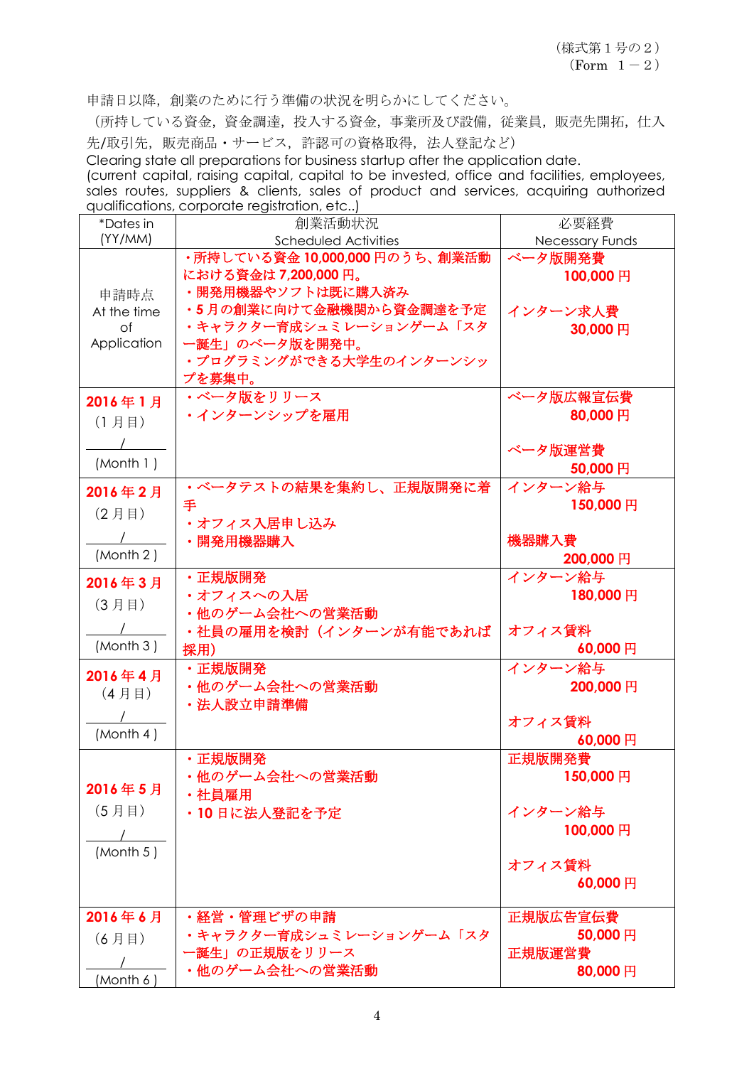（様式第１号の２）
（Form　１－２）

申請日以降，創業のために行う準備の状況を明らかにしてください。
（所持している資金，資金調達，投入する資金，事業所及び設備，従業員，販売先開拓，仕入先/取引先，販売商品・サービス，許認可の資格取得，法人登記など）
Clearing state all preparations for business startup after the application date.
(current capital, raising capital, capital to be invested, office and facilities, employees, sales routes, suppliers & clients, sales of product and services, acquiring authorized qualifications, corporate registration, etc..)

| *Dates in (YY/MM) | 創業活動状況 Scheduled Activities | 必要経費 Necessary Funds |
|---|---|---|
| 申請時点 At the time of Application | ・所持している資金 10,000,000 円のうち、創業活動における資金は 7,200,000 円。<br>・開発用機器やソフトは既に購入済み<br>・5 月の創業に向けて金融機関から資金調達を予定<br>・キャラクター育成シュミレーションゲーム「スター誕生」のベータ版を開発中。<br>・プログラミングができる大学生のインターンシップを募集中。 | ベータ版開発費 100,000 円<br><br>インターン求人費 30,000 円 |
| 2016 年 1 月（1 月目）/ (Month 1 ) | ・ベータ版をリリース<br>・インターンシップを雇用 | ベータ版広報宣伝費 80,000 円<br><br>ベータ版運営費 50,000 円 |
| 2016 年 2 月（2 月目）/ (Month 2 ) | ・ベータテストの結果を集約し、正規版開発に着手<br>・オフィス入居申し込み<br>・開発用機器購入 | インターン給与 150,000 円<br><br>機器購入費 200,000 円 |
| 2016 年 3 月（3 月目）/ (Month 3 ) | ・正規版開発<br>・オフィスへの入居<br>・他のゲーム会社への営業活動<br>・社員の雇用を検討（インターンが有能であれば採用） | インターン給与 180,000 円<br><br>オフィス賃料 60,000 円 |
| 2016 年 4 月（4 月目）/ (Month 4 ) | ・正規版開発<br>・他のゲーム会社への営業活動<br>・法人設立申請準備 | インターン給与 200,000 円<br><br>オフィス賃料 60,000 円 |
| 2016 年 5 月（5 月目）/ (Month 5 ) | ・正規版開発<br>・他のゲーム会社への営業活動<br>・社員雇用<br>・10 日に法人登記を予定 | 正規版開発費 150,000 円<br><br>インターン給与 100,000 円<br><br>オフィス賃料 60,000 円 |
| 2016 年 6 月（6 月目）/ (Month 6 ) | ・経営・管理ビザの申請<br>・キャラクター育成シュミレーションゲーム「スター誕生」の正規版をリリース<br>・他のゲーム会社への営業活動 | 正規版広告宣伝費 50,000 円<br>正規版運営費 80,000 円 |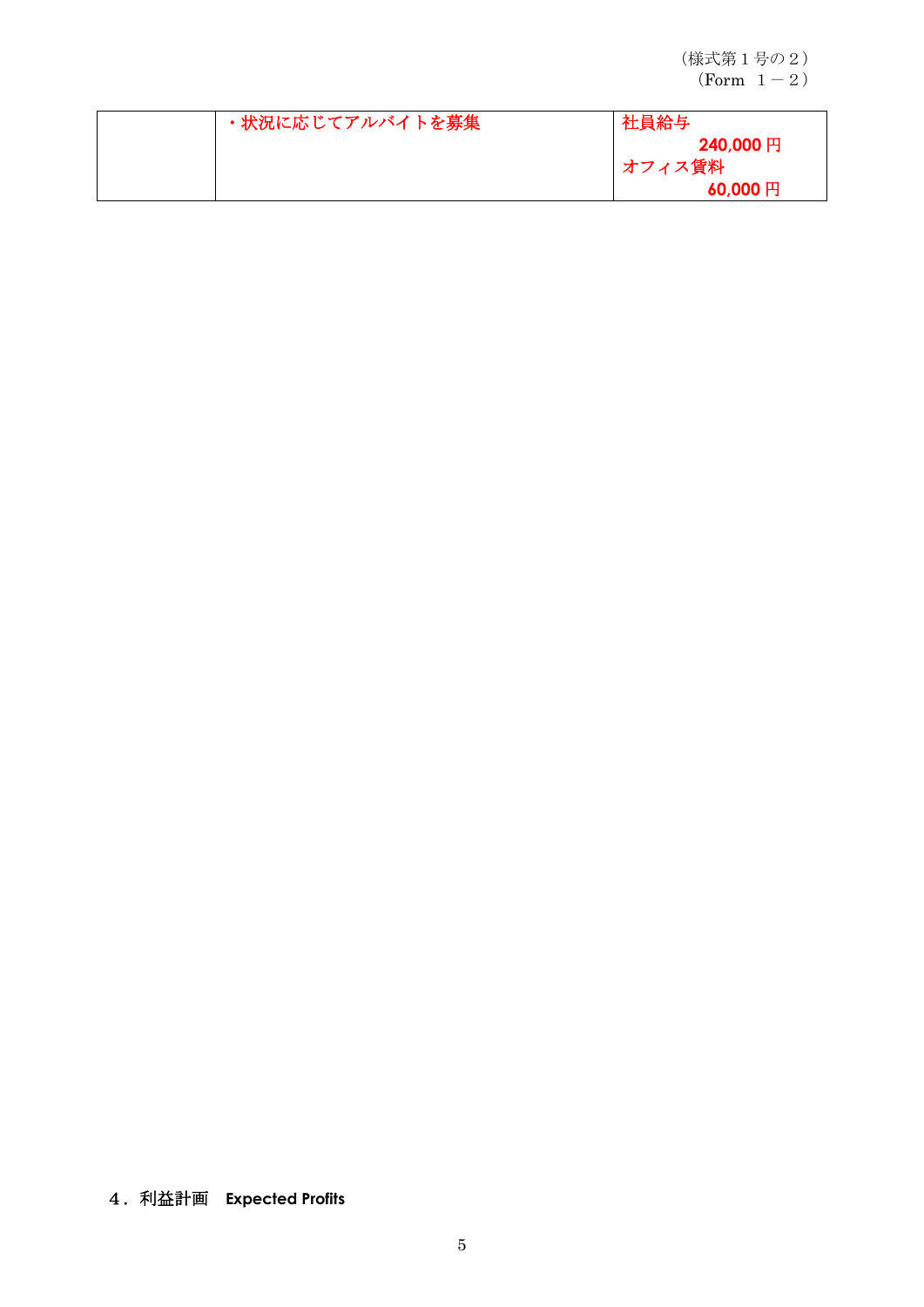（様式第１号の２）
（Form　１－２）

| | ・状況に応じてアルバイトを募集 | 社員給与<br>240,000 円<br>オフィス賃料<br>60,000 円 |
|---|---|---|

４．利益計画　**Expected Profits**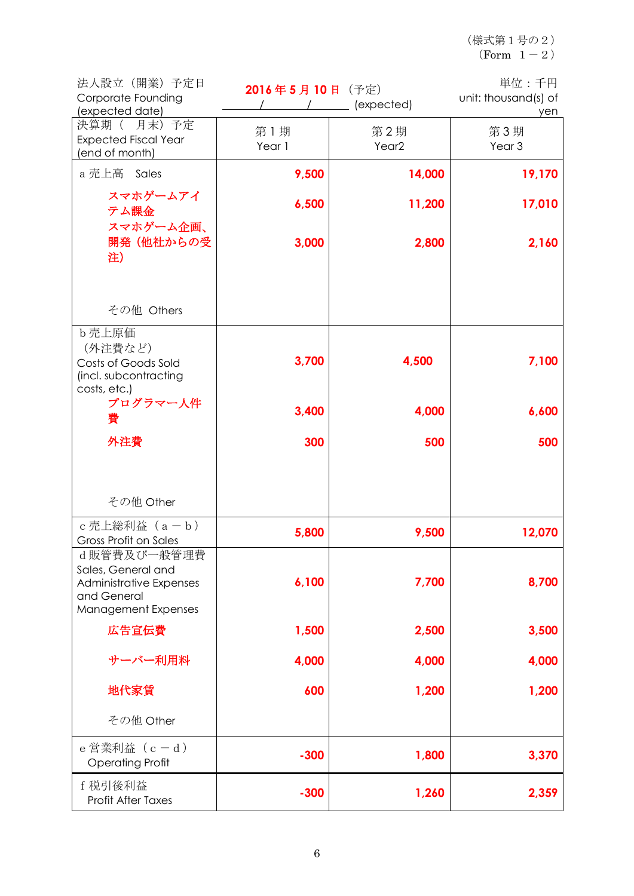（様式第１号の２）
（Form　１－２）

| 法人設立（開業）予定日 Corporate Founding (expected date) | 2016 年 5 月 10 日（予定） / / (expected) | | 単位：千円 unit: thousand(s) of yen |
|---|---|---|---|
| 決算期（　月末）予定 Expected Fiscal Year (end of month) | 第１期 Year 1 | 第２期 Year2 | 第３期 Year 3 |
| a 売上高　Sales | 9,500 | 14,000 | 19,170 |
| スマホゲームアイテム課金 | 6,500 | 11,200 | 17,010 |
| スマホゲーム企画、開発（他社からの受注） | 3,000 | 2,800 | 2,160 |
| その他 Others | | | |
| b 売上原価（外注費など） Costs of Goods Sold (incl. subcontracting costs, etc.) | 3,700 | 4,500 | 7,100 |
| プログラマー人件費 | 3,400 | 4,000 | 6,600 |
| 外注費 | 300 | 500 | 500 |
| その他 Other | | | |
| c 売上総利益（a－b） Gross Profit on Sales | 5,800 | 9,500 | 12,070 |
| d 販管費及び一般管理費 Sales, General and Administrative Expenses and General Management Expenses | 6,100 | 7,700 | 8,700 |
| 広告宣伝費 | 1,500 | 2,500 | 3,500 |
| サーバー利用料 | 4,000 | 4,000 | 4,000 |
| 地代家賃 | 600 | 1,200 | 1,200 |
| その他 Other | | | |
| e 営業利益（c－d） Operating Profit | -300 | 1,800 | 3,370 |
| f 税引後利益 Profit After Taxes | -300 | 1,260 | 2,359 |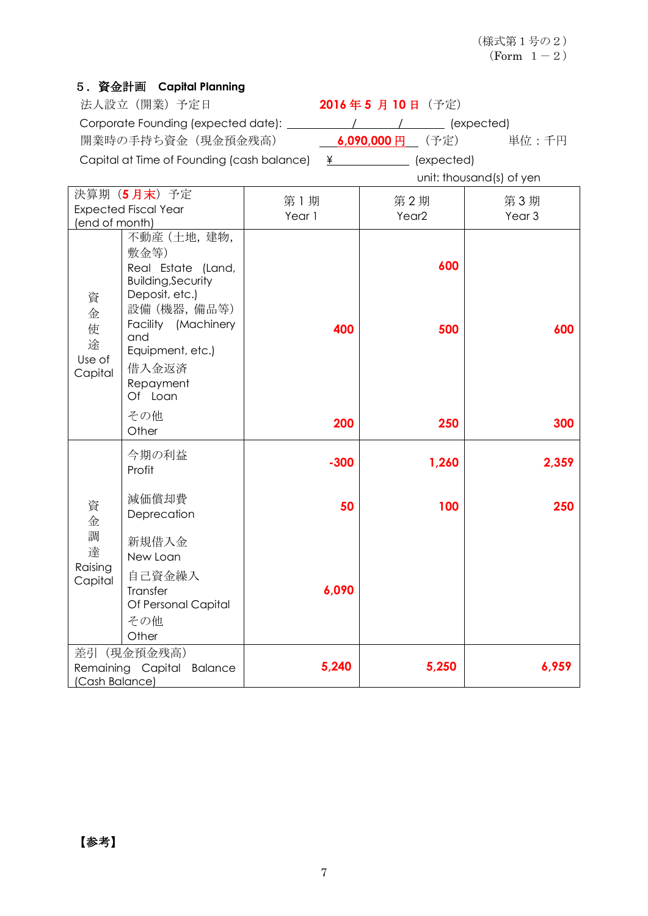（様式第１号の２）
（Form　１－２）

## ５．資金計画　Capital Planning

法人設立（開業）予定日　**2016 年 5 月 10 日**（予定）

Corporate Founding (expected date): ______/______/______ (expected)

開業時の手持ち資金（現金預金残高）　**6,090,000 円**（予定）　　単位：千円

Capital at Time of Founding (cash balance)　¥__________ (expected)

unit: thousand(s) of yen

| 決算期（**5 月末**）予定 Expected Fiscal Year (end of month) | | 第１期 Year 1 | 第２期 Year2 | 第３期 Year 3 |
|---|---|---|---|---|
| 資金使途 Use of Capital | 不動産（土地，建物，敷金等） Real Estate (Land, Building,Security Deposit, etc.) | | **600** | |
| | 設備（機器，備品等） Facility (Machinery and Equipment, etc.) | **400** | **500** | **600** |
| | 借入金返済 Repayment Of Loan | | | |
| | その他 Other | **200** | **250** | **300** |
| 資金調達 Raising Capital | 今期の利益 Profit | **-300** | **1,260** | **2,359** |
| | 減価償却費 Deprecation | **50** | **100** | **250** |
| | 新規借入金 New Loan | | | |
| | 自己資金繰入 Transfer Of Personal Capital | **6,090** | | |
| | その他 Other | | | |
| 差引（現金預金残高） Remaining Capital Balance (Cash Balance) | | **5,240** | **5,250** | **6,959** |

**【参考】**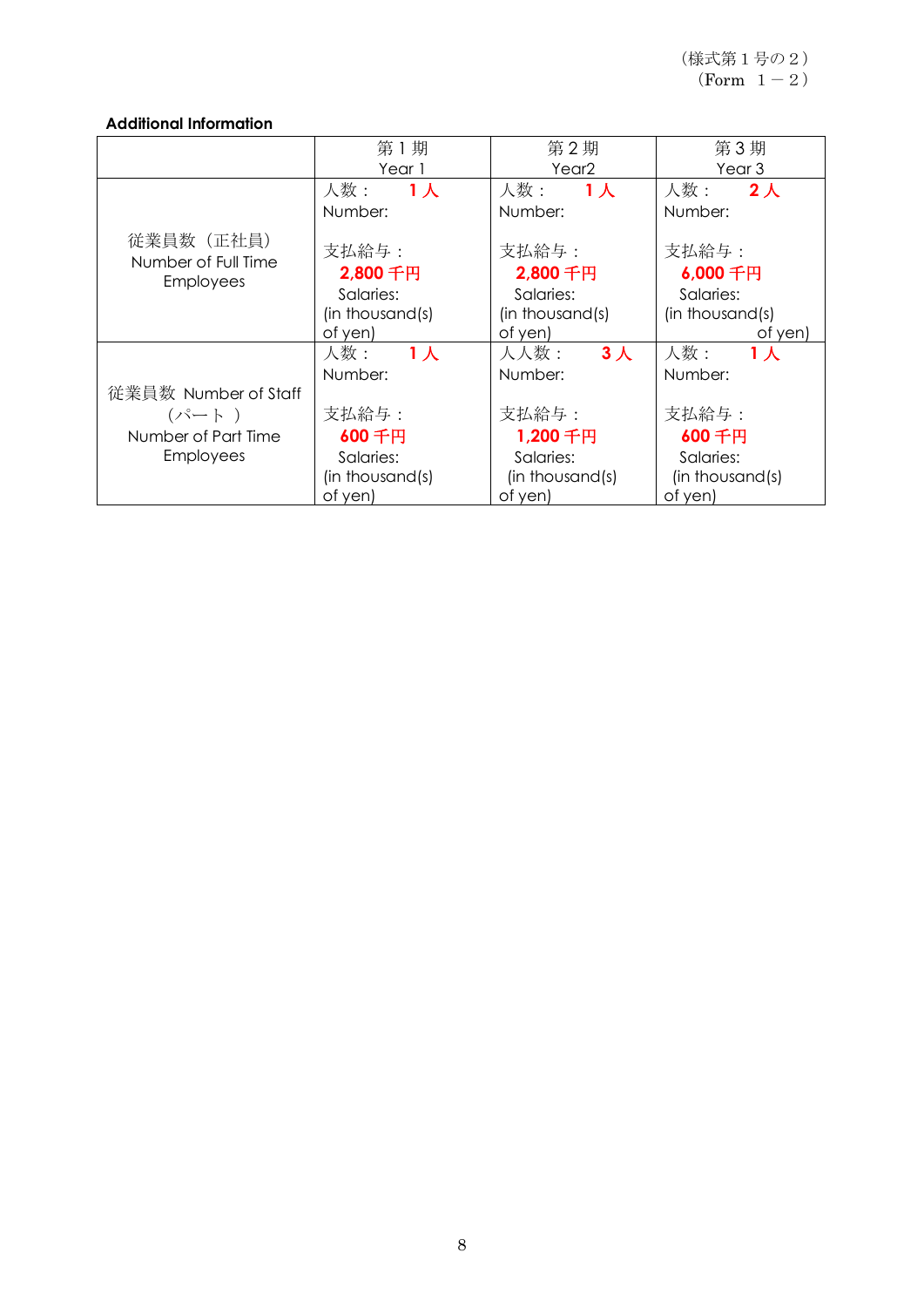（様式第１号の２）
（Form　１－２）

**Additional Information**

| | 第１期 Year 1 | 第２期 Year2 | 第３期 Year 3 |
|---|---|---|---|
| 従業員数（正社員） Number of Full Time Employees | 人数： **1 人** Number: 支払給与： **2,800 千円** Salaries: (in thousand(s) of yen) | 人数： **1 人** Number: 支払給与： **2,800 千円** Salaries: (in thousand(s) of yen) | 人数： **2 人** Number: 支払給与： **6,000 千円** Salaries: (in thousand(s) of yen) |
| 従業員数 Number of Staff （パート） Number of Part Time Employees | 人数： **1 人** Number: 支払給与： **600 千円** Salaries: (in thousand(s) of yen) | 人人数： **3 人** Number: 支払給与： **1,200 千円** Salaries: (in thousand(s) of yen) | 人数： **1 人** Number: 支払給与： **600 千円** Salaries: (in thousand(s) of yen) |